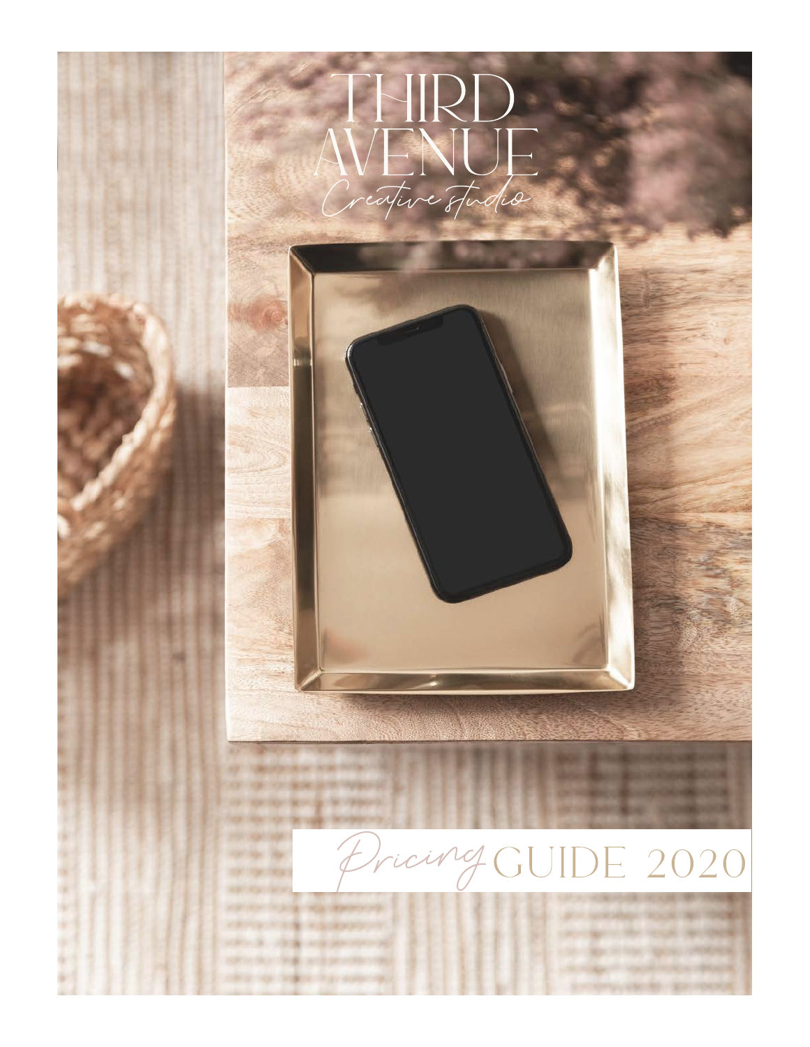# THIRD AVENUE

*Creative studio*

## *Pricing* GUIDE 2020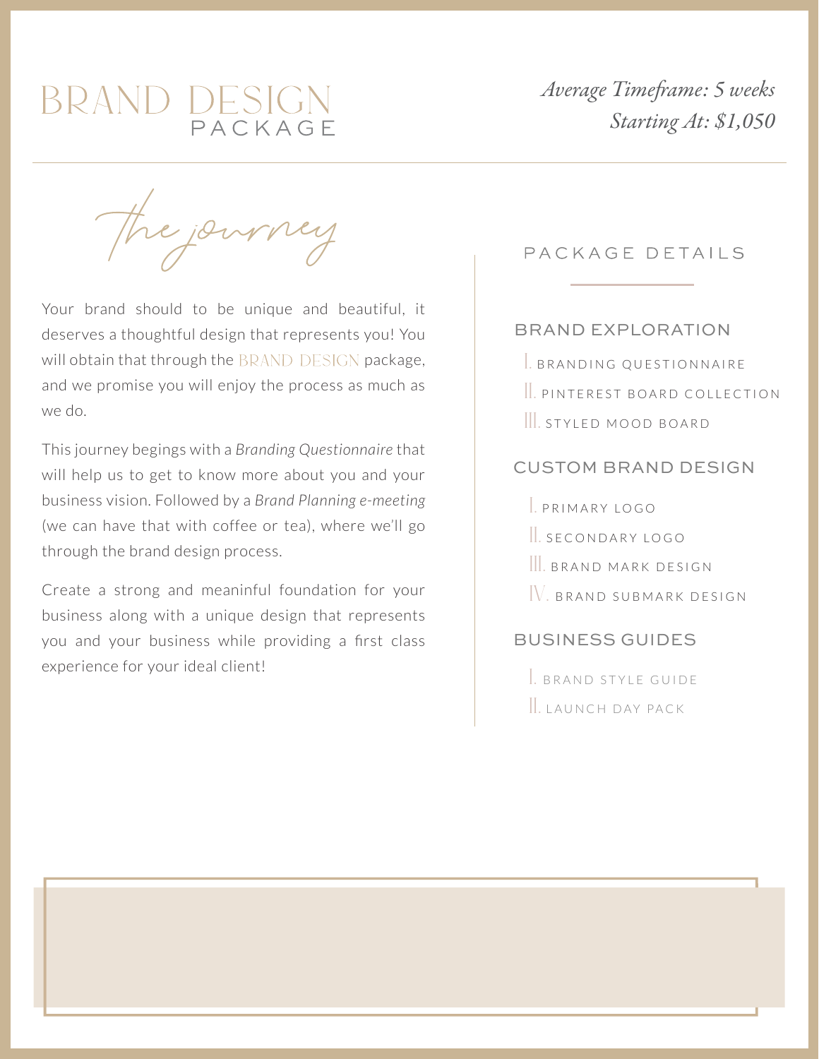# BRAND DESIGN PACKAGE

*Average Timeframe: 5 weeks*
*Starting At: $1,050*

## The journey

Your brand should to be unique and beautiful, it deserves a thoughtful design that represents you! You will obtain that through the BRAND DESIGN package, and we promise you will enjoy the process as much as we do.

This journey begings with a *Branding Questionnaire* that will help us to get to know more about you and your business vision. Followed by a *Brand Planning e-meeting* (we can have that with coffee or tea), where we'll go through the brand design process.

Create a strong and meaninful foundation for your business along with a unique design that represents you and your business while providing a first class experience for your ideal client!

## PACKAGE DETAILS

### BRAND EXPLORATION

I. BRANDING QUESTIONNAIRE
II. PINTEREST BOARD COLLECTION
III. STYLED MOOD BOARD

### CUSTOM BRAND DESIGN

I. PRIMARY LOGO
II. SECONDARY LOGO
III. BRAND MARK DESIGN
IV. BRAND SUBMARK DESIGN

### BUSINESS GUIDES

I. BRAND STYLE GUIDE
II. LAUNCH DAY PACK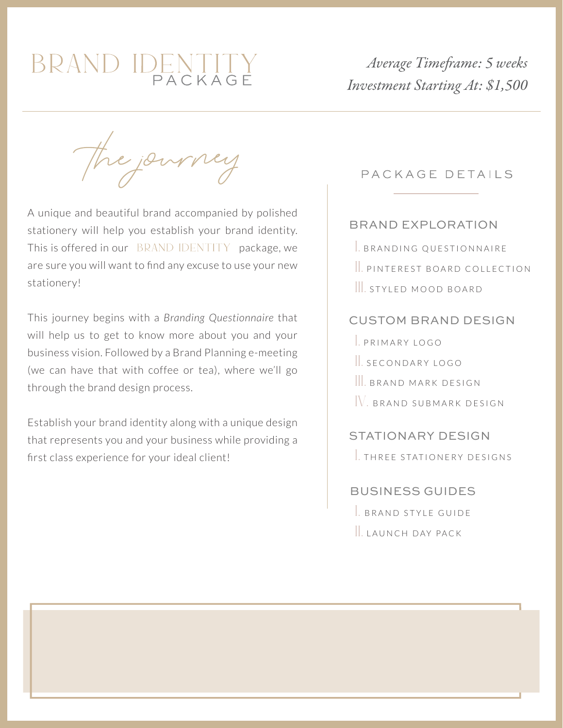# BRAND IDENTITY PACKAGE

*Average Timeframe: 5 weeks*
*Investment Starting At: $1,500*

## the journey

A unique and beautiful brand accompanied by polished stationery will help you establish your brand identity. This is offered in our BRAND IDENTITY package, we are sure you will want to find any excuse to use your new stationery!

This journey begins with a *Branding Questionnaire* that will help us to get to know more about you and your business vision. Followed by a Brand Planning e-meeting (we can have that with coffee or tea), where we'll go through the brand design process.

Establish your brand identity along with a unique design that represents you and your business while providing a first class experience for your ideal client!

## PACKAGE DETAILS

### BRAND EXPLORATION

I. BRANDING QUESTIONNAIRE
II. PINTEREST BOARD COLLECTION
III. STYLED MOOD BOARD

### CUSTOM BRAND DESIGN

I. PRIMARY LOGO
II. SECONDARY LOGO
III. BRAND MARK DESIGN
IV. BRAND SUBMARK DESIGN

### STATIONARY DESIGN

I. THREE STATIONERY DESIGNS

### BUSINESS GUIDES

I. BRAND STYLE GUIDE
II. LAUNCH DAY PACK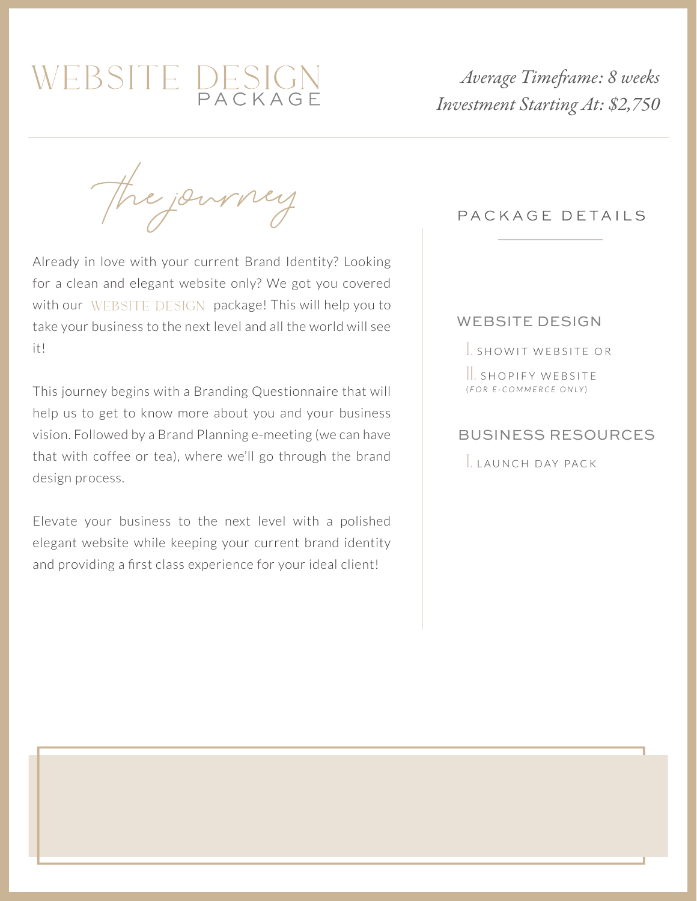# WEBSITE DESIGN PACKAGE

*Average Timeframe: 8 weeks*
*Investment Starting At: $2,750*

## the journey

Already in love with your current Brand Identity? Looking for a clean and elegant website only? We got you covered with our WEBSITE DESIGN package! This will help you to take your business to the next level and all the world will see it!

This journey begins with a Branding Questionnaire that will help us to get to know more about you and your business vision. Followed by a Brand Planning e-meeting (we can have that with coffee or tea), where we'll go through the brand design process.

Elevate your business to the next level with a polished elegant website while keeping your current brand identity and providing a first class experience for your ideal client!

## PACKAGE DETAILS

### WEBSITE DESIGN

I. SHOWIT WEBSITE OR

II. SHOPIFY WEBSITE
*(FOR E-COMMERCE ONLY)*

### BUSINESS RESOURCES

I. LAUNCH DAY PACK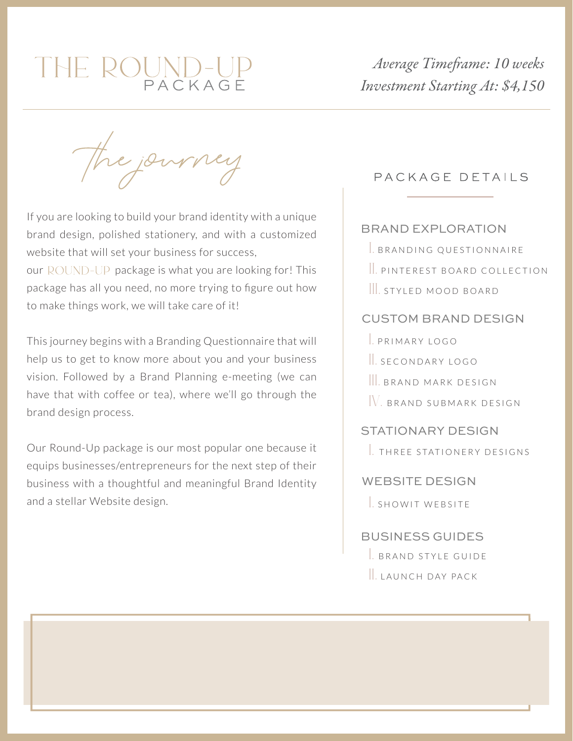# THE ROUND-UP PACKAGE

*Average Timeframe: 10 weeks*
*Investment Starting At: $4,150*

## the journey

If you are looking to build your brand identity with a unique brand design, polished stationery, and with a customized website that will set your business for success, our ROUND-UP package is what you are looking for! This package has all you need, no more trying to figure out how to make things work, we will take care of it!

This journey begins with a Branding Questionnaire that will help us to get to know more about you and your business vision. Followed by a Brand Planning e-meeting (we can have that with coffee or tea), where we'll go through the brand design process.

Our Round-Up package is our most popular one because it equips businesses/entrepreneurs for the next step of their business with a thoughtful and meaningful Brand Identity and a stellar Website design.

## PACKAGE DETAILS

### BRAND EXPLORATION

I. BRANDING QUESTIONNAIRE
II. PINTEREST BOARD COLLECTION
III. STYLED MOOD BOARD

### CUSTOM BRAND DESIGN

I. PRIMARY LOGO
II. SECONDARY LOGO
III. BRAND MARK DESIGN
IV. BRAND SUBMARK DESIGN

### STATIONARY DESIGN

I. THREE STATIONERY DESIGNS

### WEBSITE DESIGN

I. SHOWIT WEBSITE

### BUSINESS GUIDES

I. BRAND STYLE GUIDE
II. LAUNCH DAY PACK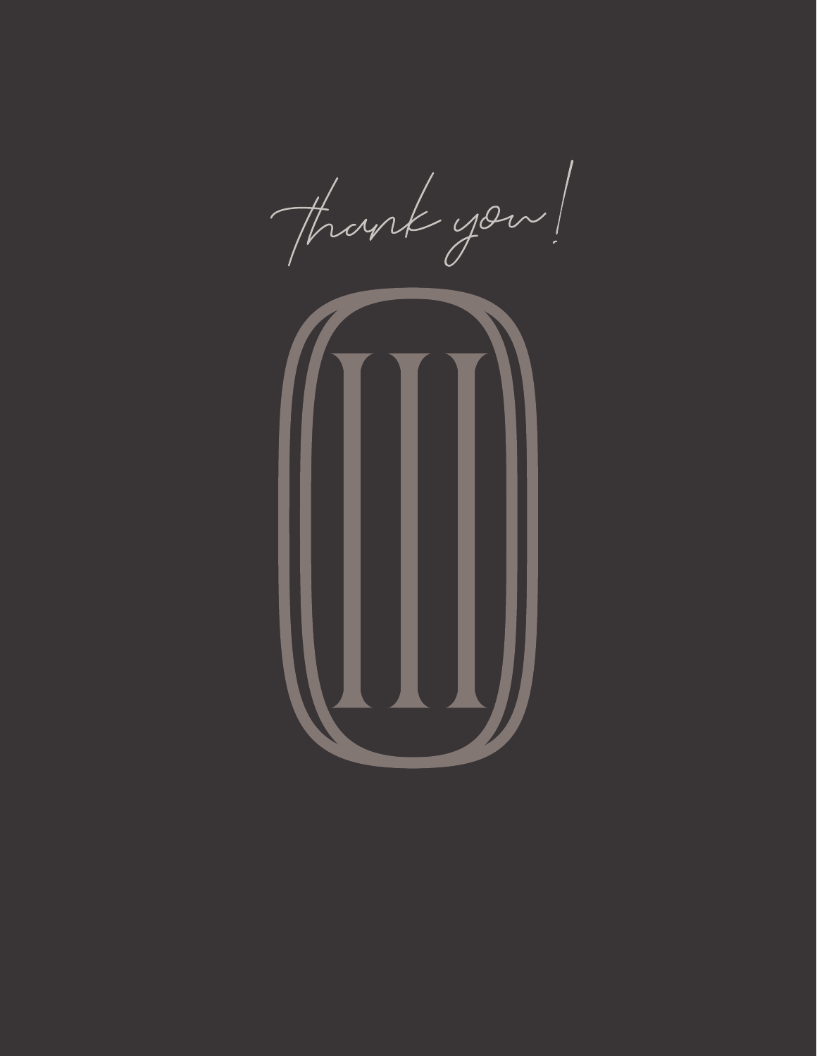thank you!

III